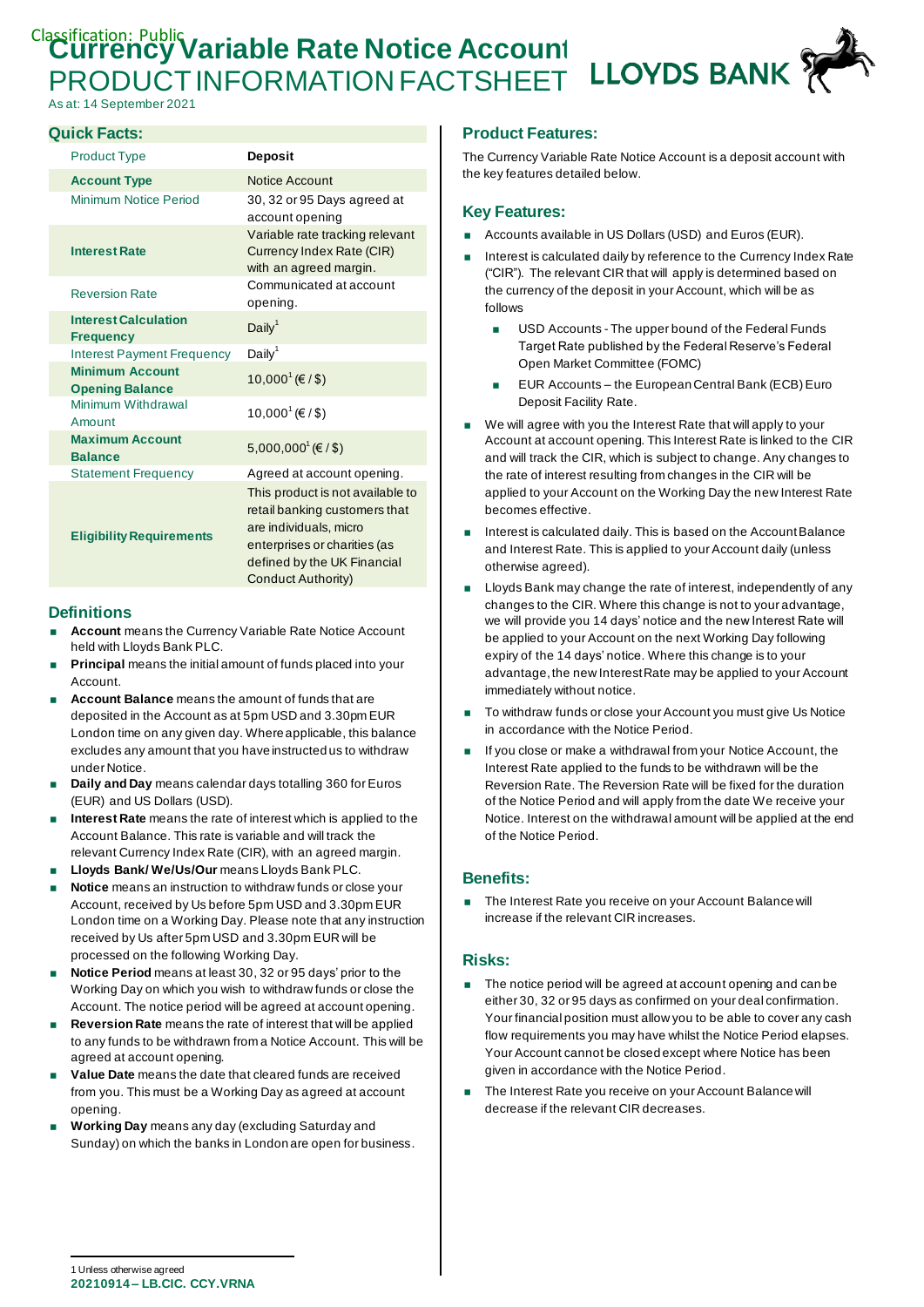Classification: Public

# Currency Variable Rate Notice Account

## PRODUCT INFORMATION FACTSHEET

LLOYDS BANK

As at: 14 September 2021

## Quick Facts:

| Product Type | Deposit |
|---|---|
| Account Type | Notice Account |
| Minimum Notice Period | 30, 32 or 95 Days agreed at account opening |
| Interest Rate | Variable rate tracking relevant Currency Index Rate (CIR) with an agreed margin. |
| Reversion Rate | Communicated at account opening. |
| Interest Calculation Frequency | Daily[1] |
| Interest Payment Frequency | Daily[1] |
| Minimum Account Opening Balance | 10,000[1] (€ / $) |
| Minimum Withdrawal Amount | 10,000[1] (€ / $) |
| Maximum Account Balance | 5,000,000[1] (€ / $) |
| Statement Frequency | Agreed at account opening. |
| Eligibility Requirements | This product is not available to retail banking customers that are individuals, micro enterprises or charities (as defined by the UK Financial Conduct Authority) |

## Definitions

- **Account** means the Currency Variable Rate Notice Account held with Lloyds Bank PLC.
- **Principal** means the initial amount of funds placed into your Account.
- **Account Balance** means the amount of funds that are deposited in the Account as at 5pm USD and 3.30pm EUR London time on any given day. Where applicable, this balance excludes any amount that you have instructed us to withdraw under Notice.
- **Daily and Day** means calendar days totalling 360 for Euros (EUR) and US Dollars (USD).
- **Interest Rate** means the rate of interest which is applied to the Account Balance. This rate is variable and will track the relevant Currency Index Rate (CIR), with an agreed margin.
- **Lloyds Bank/ We/Us/Our** means Lloyds Bank PLC.
- **Notice** means an instruction to withdraw funds or close your Account, received by Us before 5pm USD and 3.30pm EUR London time on a Working Day. Please note that any instruction received by Us after 5pm USD and 3.30pm EUR will be processed on the following Working Day.
- **Notice Period** means at least 30, 32 or 95 days' prior to the Working Day on which you wish to withdraw funds or close the Account. The notice period will be agreed at account opening.
- **Reversion Rate** means the rate of interest that will be applied to any funds to be withdrawn from a Notice Account. This will be agreed at account opening.
- **Value Date** means the date that cleared funds are received from you. This must be a Working Day as agreed at account opening.
- **Working Day** means any day (excluding Saturday and Sunday) on which the banks in London are open for business.

## Product Features:

The Currency Variable Rate Notice Account is a deposit account with the key features detailed below.

## Key Features:

- Accounts available in US Dollars (USD) and Euros (EUR).
- Interest is calculated daily by reference to the Currency Index Rate ("CIR"). The relevant CIR that will apply is determined based on the currency of the deposit in your Account, which will be as follows
  - USD Accounts - The upper bound of the Federal Funds Target Rate published by the Federal Reserve's Federal Open Market Committee (FOMC)
  - EUR Accounts – the European Central Bank (ECB) Euro Deposit Facility Rate.
- We will agree with you the Interest Rate that will apply to your Account at account opening. This Interest Rate is linked to the CIR and will track the CIR, which is subject to change. Any changes to the rate of interest resulting from changes in the CIR will be applied to your Account on the Working Day the new Interest Rate becomes effective.
- Interest is calculated daily. This is based on the Account Balance and Interest Rate. This is applied to your Account daily (unless otherwise agreed).
- Lloyds Bank may change the rate of interest, independently of any changes to the CIR. Where this change is not to your advantage, we will provide you 14 days' notice and the new Interest Rate will be applied to your Account on the next Working Day following expiry of the 14 days' notice. Where this change is to your advantage, the new Interest Rate may be applied to your Account immediately without notice.
- To withdraw funds or close your Account you must give Us Notice in accordance with the Notice Period.
- If you close or make a withdrawal from your Notice Account, the Interest Rate applied to the funds to be withdrawn will be the Reversion Rate. The Reversion Rate will be fixed for the duration of the Notice Period and will apply from the date We receive your Notice. Interest on the withdrawal amount will be applied at the end of the Notice Period.

## Benefits:

- The Interest Rate you receive on your Account Balance will increase if the relevant CIR increases.

## Risks:

- The notice period will be agreed at account opening and can be either 30, 32 or 95 days as confirmed on your deal confirmation. Your financial position must allow you to be able to cover any cash flow requirements you may have whilst the Notice Period elapses. Your Account cannot be closed except where Notice has been given in accordance with the Notice Period.
- The Interest Rate you receive on your Account Balance will decrease if the relevant CIR decreases.

---

1 Unless otherwise agreed

**20210914 – LB.CIC. CCY.VRNA**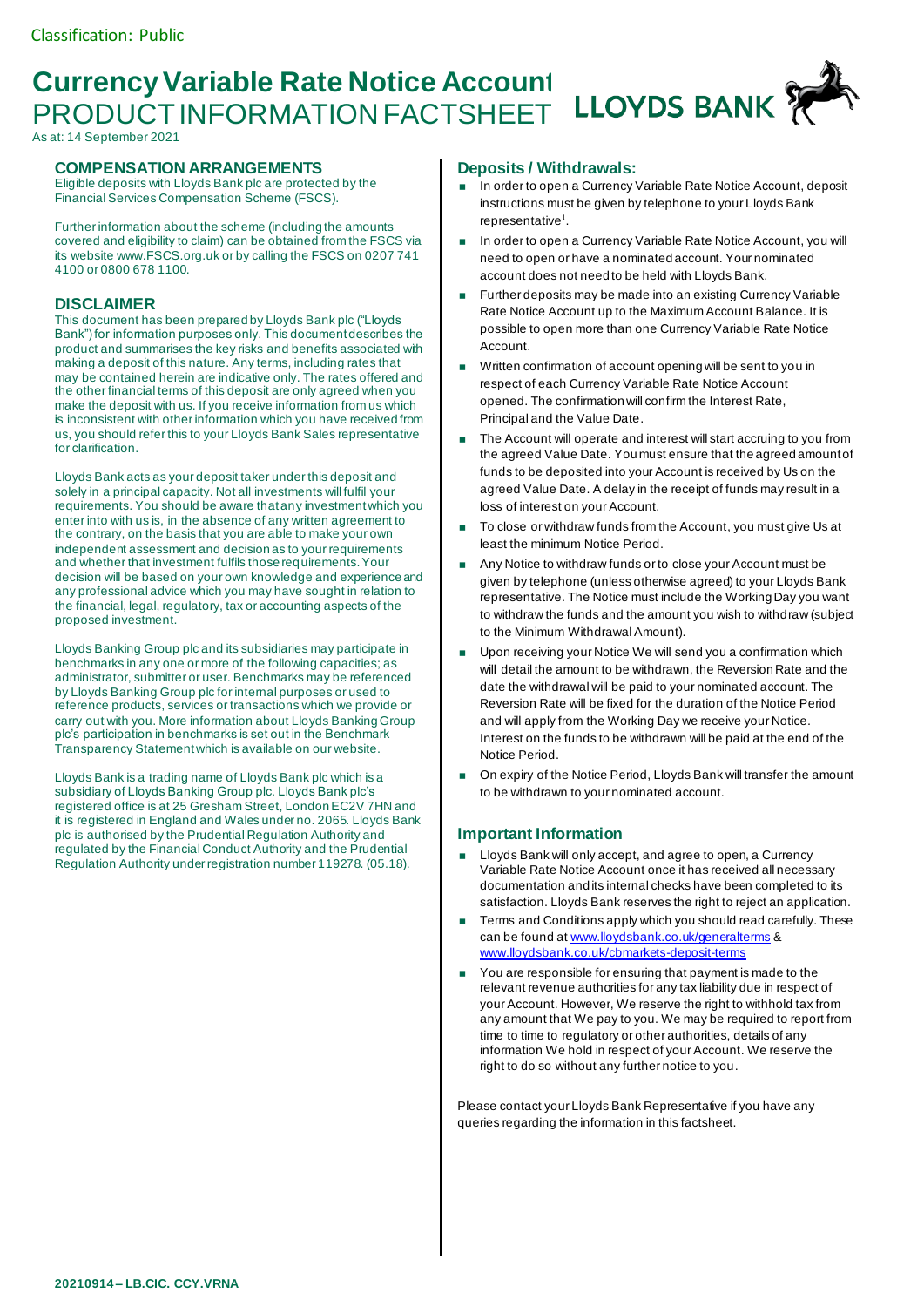Classification: Public

# Currency Variable Rate Notice Account
## PRODUCT INFORMATION FACTSHEET

As at: 14 September 2021

### COMPENSATION ARRANGEMENTS

Eligible deposits with Lloyds Bank plc are protected by the Financial Services Compensation Scheme (FSCS).

Further information about the scheme (including the amounts covered and eligibility to claim) can be obtained from the FSCS via its website www.FSCS.org.uk or by calling the FSCS on 0207 741 4100 or 0800 678 1100.

### DISCLAIMER

This document has been prepared by Lloyds Bank plc ("Lloyds Bank") for information purposes only. This document describes the product and summarises the key risks and benefits associated with making a deposit of this nature. Any terms, including rates that may be contained herein are indicative only. The rates offered and the other financial terms of this deposit are only agreed when you make the deposit with us. If you receive information from us which is inconsistent with other information which you have received from us, you should refer this to your Lloyds Bank Sales representative for clarification.

Lloyds Bank acts as your deposit taker under this deposit and solely in a principal capacity. Not all investments will fulfil your requirements. You should be aware that any investment which you enter into with us is, in the absence of any written agreement to the contrary, on the basis that you are able to make your own independent assessment and decision as to your requirements and whether that investment fulfils those requirements. Your decision will be based on your own knowledge and experience and any professional advice which you may have sought in relation to the financial, legal, regulatory, tax or accounting aspects of the proposed investment.

Lloyds Banking Group plc and its subsidiaries may participate in benchmarks in any one or more of the following capacities; as administrator, submitter or user. Benchmarks may be referenced by Lloyds Banking Group plc for internal purposes or used to reference products, services or transactions which we provide or carry out with you. More information about Lloyds Banking Group plc's participation in benchmarks is set out in the Benchmark Transparency Statement which is available on our website.

Lloyds Bank is a trading name of Lloyds Bank plc which is a subsidiary of Lloyds Banking Group plc. Lloyds Bank plc's registered office is at 25 Gresham Street, London EC2V 7HN and it is registered in England and Wales under no. 2065. Lloyds Bank plc is authorised by the Prudential Regulation Authority and regulated by the Financial Conduct Authority and the Prudential Regulation Authority under registration number 119278. (05.18).

### Deposits / Withdrawals:

- In order to open a Currency Variable Rate Notice Account, deposit instructions must be given by telephone to your Lloyds Bank representative[1].
- In order to open a Currency Variable Rate Notice Account, you will need to open or have a nominated account. Your nominated account does not need to be held with Lloyds Bank.
- Further deposits may be made into an existing Currency Variable Rate Notice Account up to the Maximum Account Balance. It is possible to open more than one Currency Variable Rate Notice Account.
- Written confirmation of account opening will be sent to you in respect of each Currency Variable Rate Notice Account opened. The confirmation will confirm the Interest Rate, Principal and the Value Date.
- The Account will operate and interest will start accruing to you from the agreed Value Date. You must ensure that the agreed amount of funds to be deposited into your Account is received by Us on the agreed Value Date. A delay in the receipt of funds may result in a loss of interest on your Account.
- To close or withdraw funds from the Account, you must give Us at least the minimum Notice Period.
- Any Notice to withdraw funds or to close your Account must be given by telephone (unless otherwise agreed) to your Lloyds Bank representative. The Notice must include the Working Day you want to withdraw the funds and the amount you wish to withdraw (subject to the Minimum Withdrawal Amount).
- Upon receiving your Notice We will send you a confirmation which will detail the amount to be withdrawn, the Reversion Rate and the date the withdrawal will be paid to your nominated account. The Reversion Rate will be fixed for the duration of the Notice Period and will apply from the Working Day we receive your Notice. Interest on the funds to be withdrawn will be paid at the end of the Notice Period.
- On expiry of the Notice Period, Lloyds Bank will transfer the amount to be withdrawn to your nominated account.

### Important Information

- Lloyds Bank will only accept, and agree to open, a Currency Variable Rate Notice Account once it has received all necessary documentation and its internal checks have been completed to its satisfaction. Lloyds Bank reserves the right to reject an application.
- Terms and Conditions apply which you should read carefully. These can be found at www.lloydsbank.co.uk/generalterms & www.lloydsbank.co.uk/cbmarkets-deposit-terms
- You are responsible for ensuring that payment is made to the relevant revenue authorities for any tax liability due in respect of your Account. However, We reserve the right to withhold tax from any amount that We pay to you. We may be required to report from time to time to regulatory or other authorities, details of any information We hold in respect of your Account. We reserve the right to do so without any further notice to you.

Please contact your Lloyds Bank Representative if you have any queries regarding the information in this factsheet.

20210914 – LB.CIC. CCY.VRNA